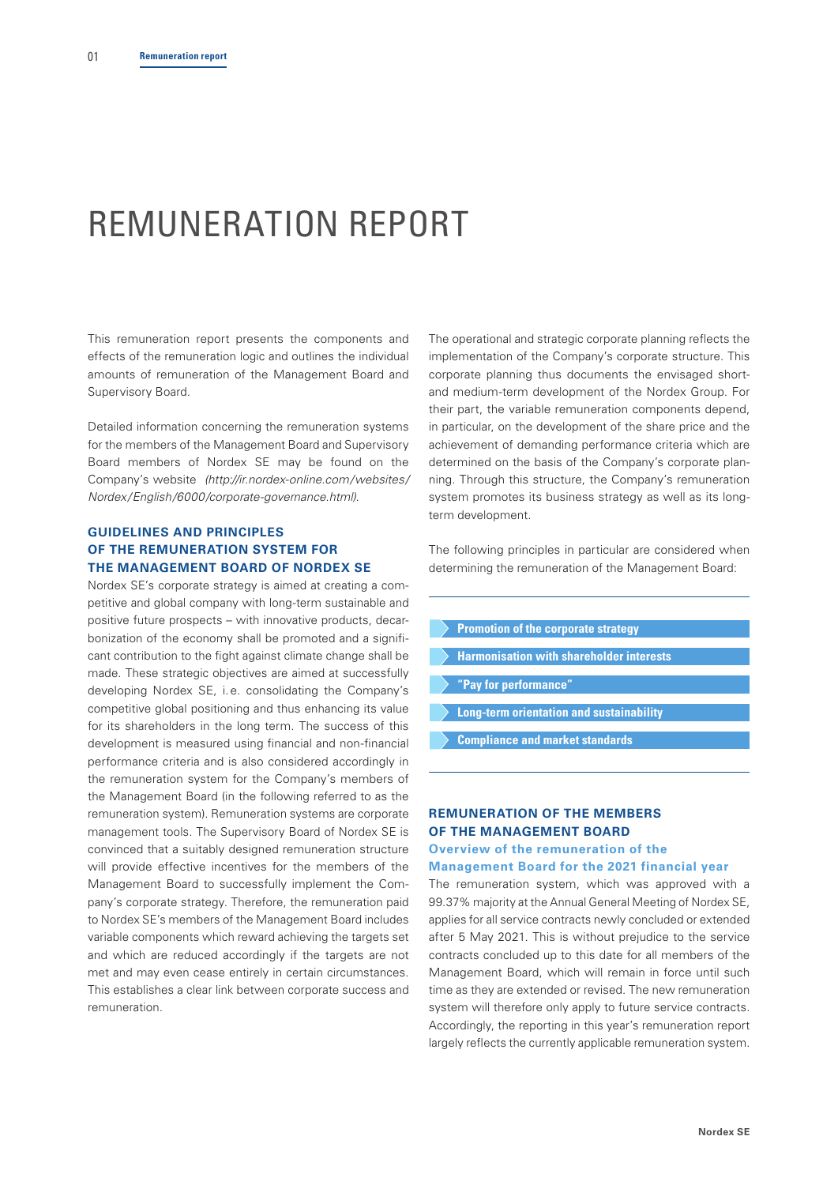# REMUNERATION REPORT

This remuneration report presents the components and effects of the remuneration logic and outlines the individual amounts of remuneration of the Management Board and Supervisory Board.

Detailed information concerning the remuneration systems for the members of the Management Board and Supervisory Board members of Nordex SE may be found on the Company's website *(http://ir.nordex-online.com/websites/Nordex/English/6000/corporate-governance.html)*.

## GUIDELINES AND PRINCIPLES OF THE REMUNERATION SYSTEM FOR THE MANAGEMENT BOARD OF NORDEX SE

Nordex SE's corporate strategy is aimed at creating a competitive and global company with long-term sustainable and positive future prospects – with innovative products, decarbonization of the economy shall be promoted and a significant contribution to the fight against climate change shall be made. These strategic objectives are aimed at successfully developing Nordex SE, i.e. consolidating the Company's competitive global positioning and thus enhancing its value for its shareholders in the long term. The success of this development is measured using financial and non-financial performance criteria and is also considered accordingly in the remuneration system for the Company's members of the Management Board (in the following referred to as the remuneration system). Remuneration systems are corporate management tools. The Supervisory Board of Nordex SE is convinced that a suitably designed remuneration structure will provide effective incentives for the members of the Management Board to successfully implement the Company's corporate strategy. Therefore, the remuneration paid to Nordex SE's members of the Management Board includes variable components which reward achieving the targets set and which are reduced accordingly if the targets are not met and may even cease entirely in certain circumstances. This establishes a clear link between corporate success and remuneration.

The operational and strategic corporate planning reflects the implementation of the Company's corporate structure. This corporate planning thus documents the envisaged short- and medium-term development of the Nordex Group. For their part, the variable remuneration components depend, in particular, on the development of the share price and the achievement of demanding performance criteria which are determined on the basis of the Company's corporate planning. Through this structure, the Company's remuneration system promotes its business strategy as well as its long-term development.

The following principles in particular are considered when determining the remuneration of the Management Board:

- **Promotion of the corporate strategy**
- **Harmonisation with shareholder interests**
- **"Pay for performance"**
- **Long-term orientation and sustainability**
- **Compliance and market standards**

## REMUNERATION OF THE MEMBERS OF THE MANAGEMENT BOARD

### Overview of the remuneration of the Management Board for the 2021 financial year

The remuneration system, which was approved with a 99.37% majority at the Annual General Meeting of Nordex SE, applies for all service contracts newly concluded or extended after 5 May 2021. This is without prejudice to the service contracts concluded up to this date for all members of the Management Board, which will remain in force until such time as they are extended or revised. The new remuneration system will therefore only apply to future service contracts. Accordingly, the reporting in this year's remuneration report largely reflects the currently applicable remuneration system.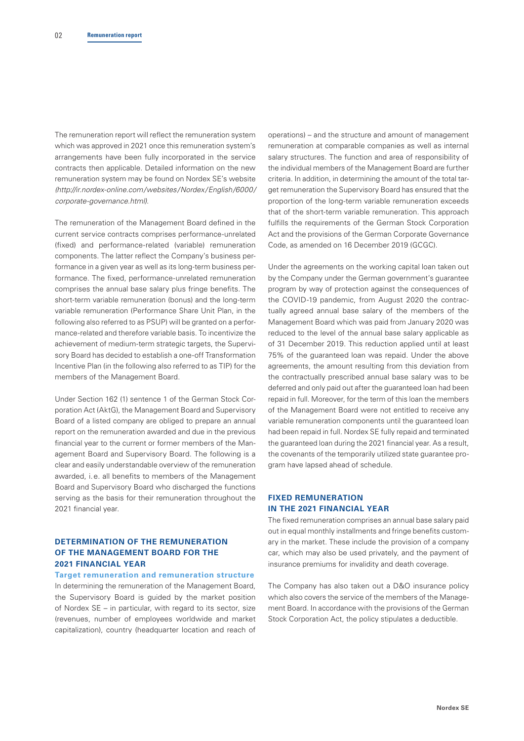The remuneration report will reflect the remuneration system which was approved in 2021 once this remuneration system's arrangements have been fully incorporated in the service contracts then applicable. Detailed information on the new remuneration system may be found on Nordex SE's website *(http://ir.nordex-online.com/websites/Nordex/English/6000/corporate-governance.html).*

The remuneration of the Management Board defined in the current service contracts comprises performance-unrelated (fixed) and performance-related (variable) remuneration components. The latter reflect the Company's business performance in a given year as well as its long-term business performance. The fixed, performance-unrelated remuneration comprises the annual base salary plus fringe benefits. The short-term variable remuneration (bonus) and the long-term variable remuneration (Performance Share Unit Plan, in the following also referred to as PSUP) will be granted on a performance-related and therefore variable basis. To incentivize the achievement of medium-term strategic targets, the Supervisory Board has decided to establish a one-off Transformation Incentive Plan (in the following also referred to as TIP) for the members of the Management Board.

Under Section 162 (1) sentence 1 of the German Stock Corporation Act (AktG), the Management Board and Supervisory Board of a listed company are obliged to prepare an annual report on the remuneration awarded and due in the previous financial year to the current or former members of the Management Board and Supervisory Board. The following is a clear and easily understandable overview of the remuneration awarded, i.e. all benefits to members of the Management Board and Supervisory Board who discharged the functions serving as the basis for their remuneration throughout the 2021 financial year.

## DETERMINATION OF THE REMUNERATION OF THE MANAGEMENT BOARD FOR THE 2021 FINANCIAL YEAR

### Target remuneration and remuneration structure

In determining the remuneration of the Management Board, the Supervisory Board is guided by the market position of Nordex SE – in particular, with regard to its sector, size (revenues, number of employees worldwide and market capitalization), country (headquarter location and reach of operations) – and the structure and amount of management remuneration at comparable companies as well as internal salary structures. The function and area of responsibility of the individual members of the Management Board are further criteria. In addition, in determining the amount of the total target remuneration the Supervisory Board has ensured that the proportion of the long-term variable remuneration exceeds that of the short-term variable remuneration. This approach fulfills the requirements of the German Stock Corporation Act and the provisions of the German Corporate Governance Code, as amended on 16 December 2019 (GCGC).

Under the agreements on the working capital loan taken out by the Company under the German government's guarantee program by way of protection against the consequences of the COVID-19 pandemic, from August 2020 the contractually agreed annual base salary of the members of the Management Board which was paid from January 2020 was reduced to the level of the annual base salary applicable as of 31 December 2019. This reduction applied until at least 75% of the guaranteed loan was repaid. Under the above agreements, the amount resulting from this deviation from the contractually prescribed annual base salary was to be deferred and only paid out after the guaranteed loan had been repaid in full. Moreover, for the term of this loan the members of the Management Board were not entitled to receive any variable remuneration components until the guaranteed loan had been repaid in full. Nordex SE fully repaid and terminated the guaranteed loan during the 2021 financial year. As a result, the covenants of the temporarily utilized state guarantee program have lapsed ahead of schedule.

## FIXED REMUNERATION IN THE 2021 FINANCIAL YEAR

The fixed remuneration comprises an annual base salary paid out in equal monthly installments and fringe benefits customary in the market. These include the provision of a company car, which may also be used privately, and the payment of insurance premiums for invalidity and death coverage.

The Company has also taken out a D&O insurance policy which also covers the service of the members of the Management Board. In accordance with the provisions of the German Stock Corporation Act, the policy stipulates a deductible.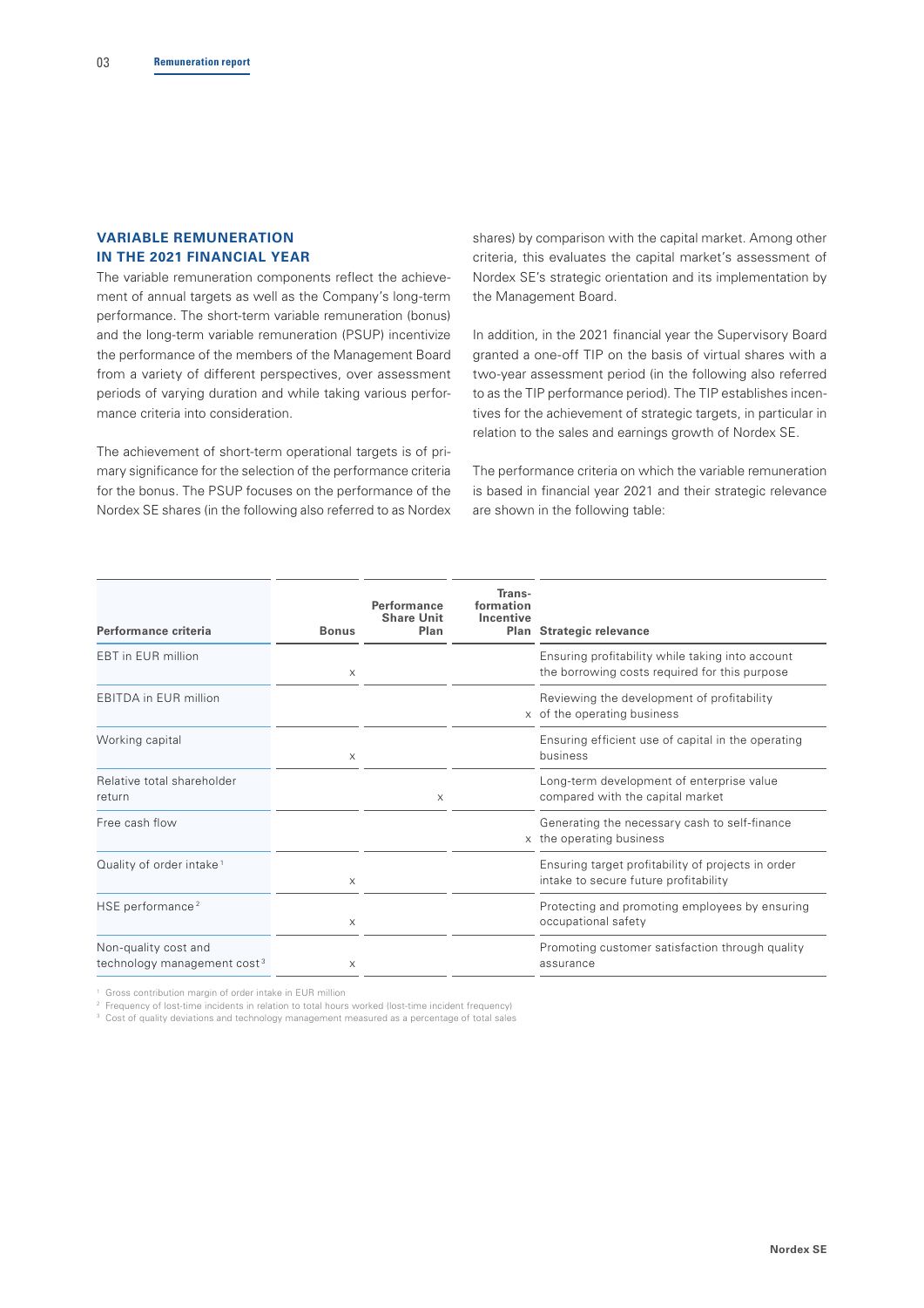## VARIABLE REMUNERATION IN THE 2021 FINANCIAL YEAR

The variable remuneration components reflect the achievement of annual targets as well as the Company's long-term performance. The short-term variable remuneration (bonus) and the long-term variable remuneration (PSUP) incentivize the performance of the members of the Management Board from a variety of different perspectives, over assessment periods of varying duration and while taking various performance criteria into consideration.

The achievement of short-term operational targets is of primary significance for the selection of the performance criteria for the bonus. The PSUP focuses on the performance of the Nordex SE shares (in the following also referred to as Nordex shares) by comparison with the capital market. Among other criteria, this evaluates the capital market's assessment of Nordex SE's strategic orientation and its implementation by the Management Board.

In addition, in the 2021 financial year the Supervisory Board granted a one-off TIP on the basis of virtual shares with a two-year assessment period (in the following also referred to as the TIP performance period). The TIP establishes incentives for the achievement of strategic targets, in particular in relation to the sales and earnings growth of Nordex SE.

The performance criteria on which the variable remuneration is based in financial year 2021 and their strategic relevance are shown in the following table:

| Performance criteria | Bonus | Performance Share Unit Plan | Transformation Incentive Plan | Strategic relevance |
|---|---|---|---|---|
| EBT in EUR million | x | | | Ensuring profitability while taking into account the borrowing costs required for this purpose |
| EBITDA in EUR million | | | x | Reviewing the development of profitability of the operating business |
| Working capital | x | | | Ensuring efficient use of capital in the operating business |
| Relative total shareholder return | | x | | Long-term development of enterprise value compared with the capital market |
| Free cash flow | | | x | Generating the necessary cash to self-finance the operating business |
| Quality of order intake [1] | x | | | Ensuring target profitability of projects in order intake to secure future profitability |
| HSE performance [2] | x | | | Protecting and promoting employees by ensuring occupational safety |
| Non-quality cost and technology management cost [3] | x | | | Promoting customer satisfaction through quality assurance |

[1] Gross contribution margin of order intake in EUR million

[2] Frequency of lost-time incidents in relation to total hours worked (lost-time incident frequency)

[3] Cost of quality deviations and technology management measured as a percentage of total sales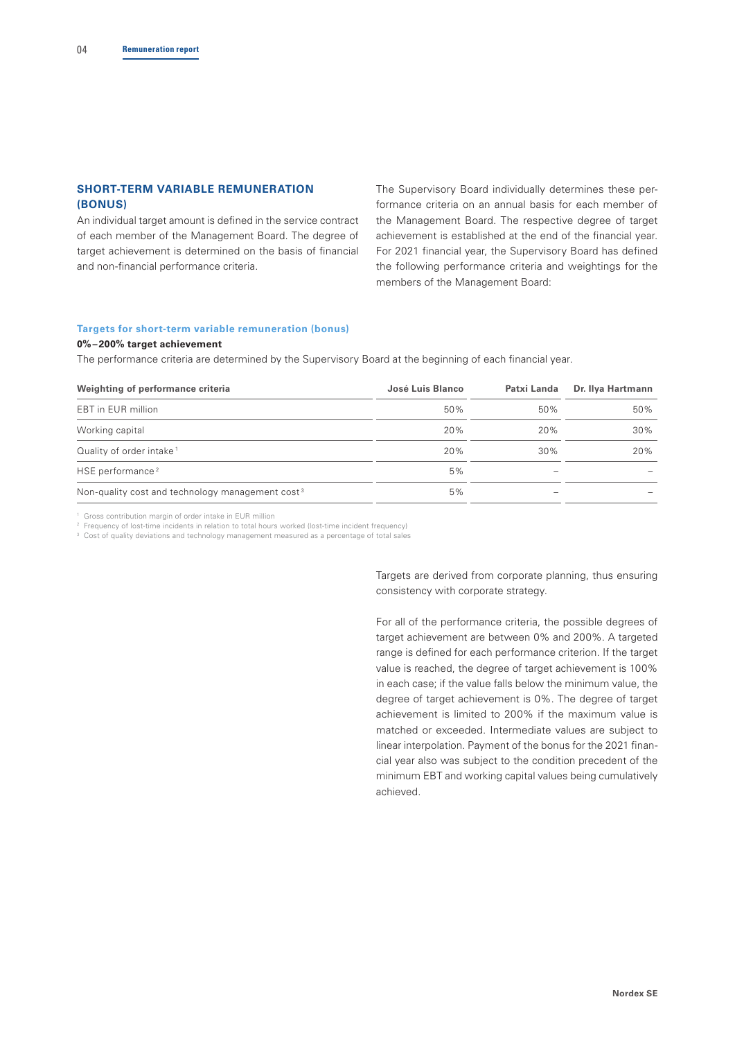## SHORT-TERM VARIABLE REMUNERATION (BONUS)

An individual target amount is defined in the service contract of each member of the Management Board. The degree of target achievement is determined on the basis of financial and non-financial performance criteria.

The Supervisory Board individually determines these performance criteria on an annual basis for each member of the Management Board. The respective degree of target achievement is established at the end of the financial year. For 2021 financial year, the Supervisory Board has defined the following performance criteria and weightings for the members of the Management Board:

### Targets for short-term variable remuneration (bonus)

**0%–200% target achievement**

The performance criteria are determined by the Supervisory Board at the beginning of each financial year.

| Weighting of performance criteria | José Luis Blanco | Patxi Landa | Dr. Ilya Hartmann |
|---|---|---|---|
| EBT in EUR million | 50% | 50% | 50% |
| Working capital | 20% | 20% | 30% |
| Quality of order intake [1] | 20% | 30% | 20% |
| HSE performance [2] | 5% | – | – |
| Non-quality cost and technology management cost [3] | 5% | – | – |

[1] Gross contribution margin of order intake in EUR million
[2] Frequency of lost-time incidents in relation to total hours worked (lost-time incident frequency)
[3] Cost of quality deviations and technology management measured as a percentage of total sales

Targets are derived from corporate planning, thus ensuring consistency with corporate strategy.

For all of the performance criteria, the possible degrees of target achievement are between 0% and 200%. A targeted range is defined for each performance criterion. If the target value is reached, the degree of target achievement is 100% in each case; if the value falls below the minimum value, the degree of target achievement is 0%. The degree of target achievement is limited to 200% if the maximum value is matched or exceeded. Intermediate values are subject to linear interpolation. Payment of the bonus for the 2021 financial year also was subject to the condition precedent of the minimum EBT and working capital values being cumulatively achieved.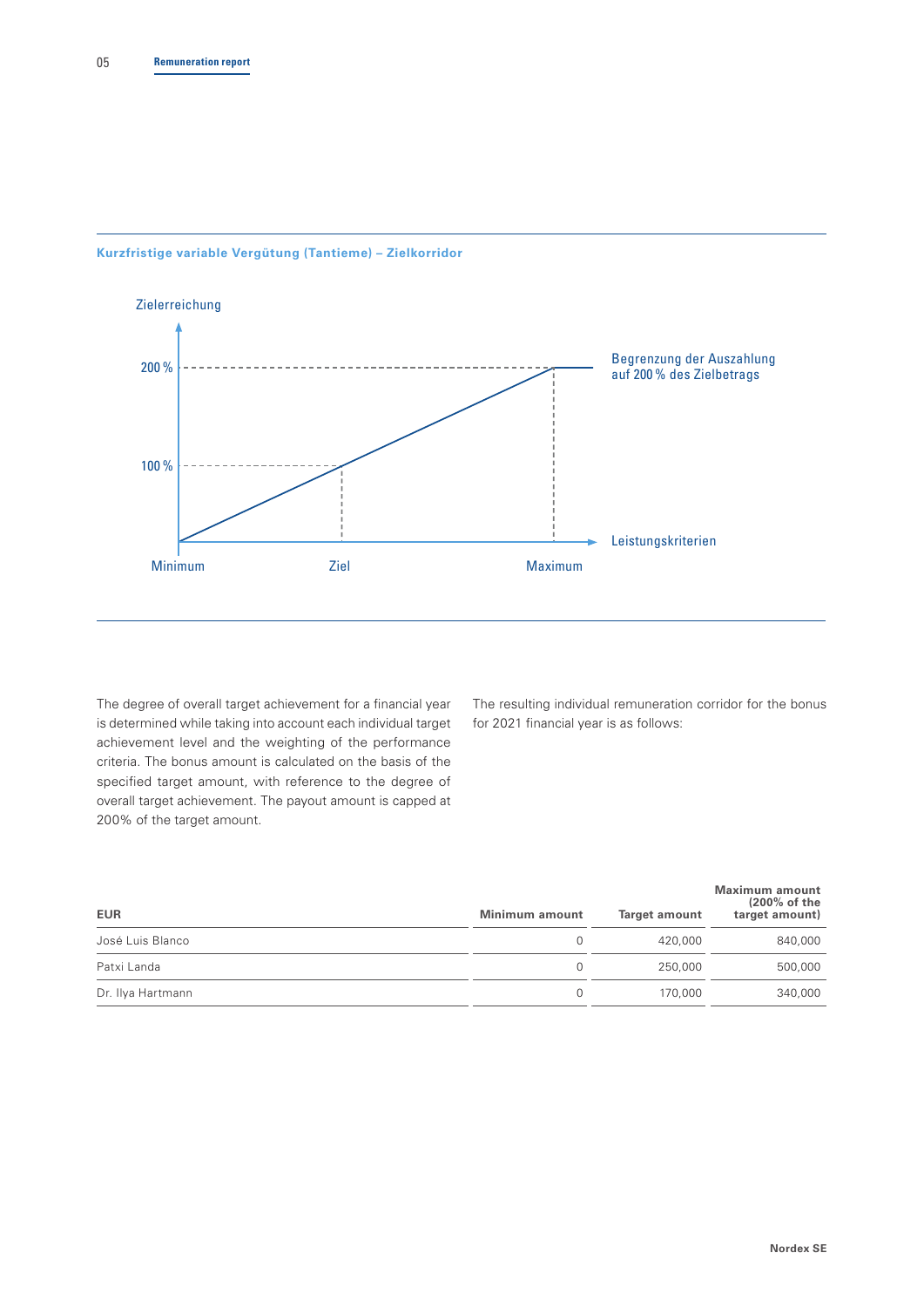**Kurzfristige variable Vergütung (Tantieme) – Zielkorridor**

Zielerreichung

200 %

100 %

Minimum

Ziel

Maximum

Leistungskriterien

Begrenzung der Auszahlung auf 200 % des Zielbetrags

The degree of overall target achievement for a financial year is determined while taking into account each individual target achievement level and the weighting of the performance criteria. The bonus amount is calculated on the basis of the specified target amount, with reference to the degree of overall target achievement. The payout amount is capped at 200% of the target amount.

The resulting individual remuneration corridor for the bonus for 2021 financial year is as follows:

| EUR | Minimum amount | Target amount | Maximum amount (200% of the target amount) |
|---|---|---|---|
| José Luis Blanco | 0 | 420,000 | 840,000 |
| Patxi Landa | 0 | 250,000 | 500,000 |
| Dr. Ilya Hartmann | 0 | 170,000 | 340,000 |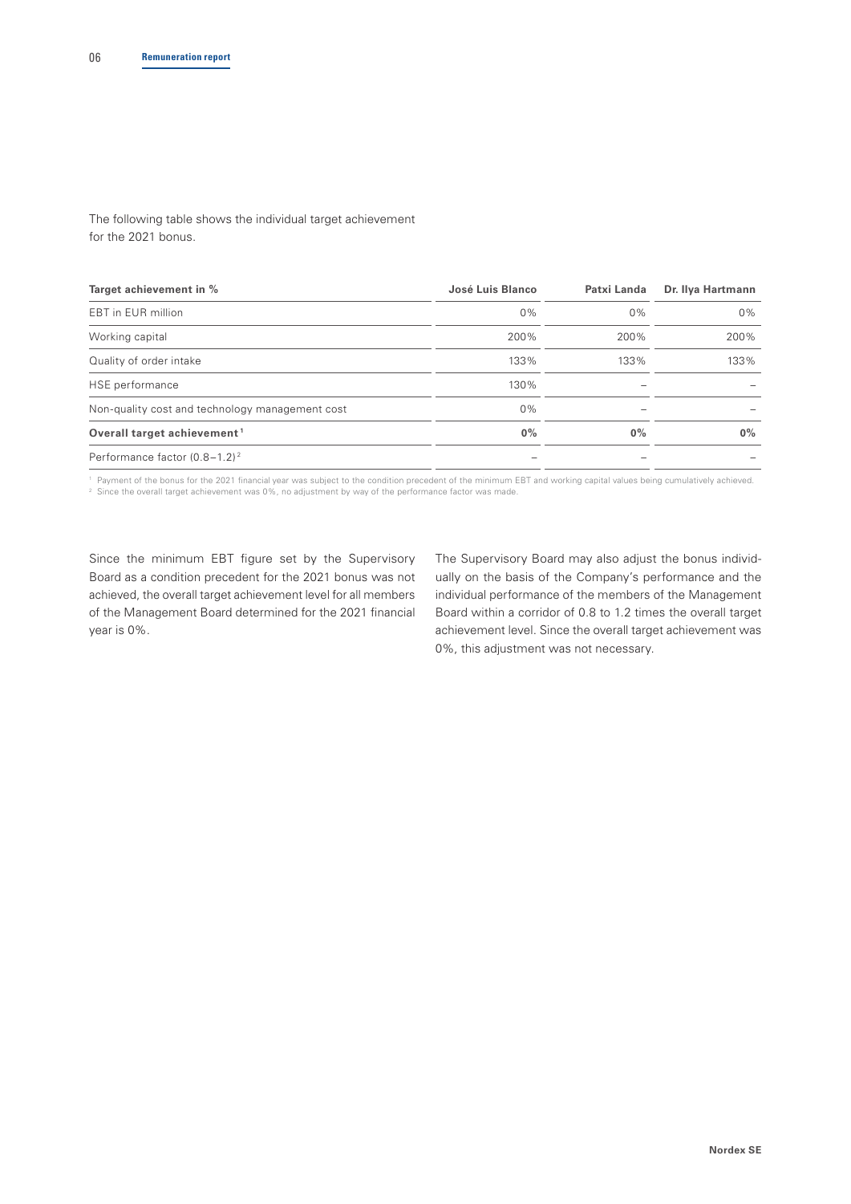The following table shows the individual target achievement for the 2021 bonus.

| Target achievement in % | José Luis Blanco | Patxi Landa | Dr. Ilya Hartmann |
|---|---|---|---|
| EBT in EUR million | 0% | 0% | 0% |
| Working capital | 200% | 200% | 200% |
| Quality of order intake | 133% | 133% | 133% |
| HSE performance | 130% | – | – |
| Non-quality cost and technology management cost | 0% | – | – |
| **Overall target achievement**[1] | **0%** | **0%** | **0%** |
| Performance factor (0.8–1.2)[2] | – | – | – |

[1] Payment of the bonus for the 2021 financial year was subject to the condition precedent of the minimum EBT and working capital values being cumulatively achieved.
[2] Since the overall target achievement was 0%, no adjustment by way of the performance factor was made.

Since the minimum EBT figure set by the Supervisory Board as a condition precedent for the 2021 bonus was not achieved, the overall target achievement level for all members of the Management Board determined for the 2021 financial year is 0%.

The Supervisory Board may also adjust the bonus individually on the basis of the Company's performance and the individual performance of the members of the Management Board within a corridor of 0.8 to 1.2 times the overall target achievement level. Since the overall target achievement was 0%, this adjustment was not necessary.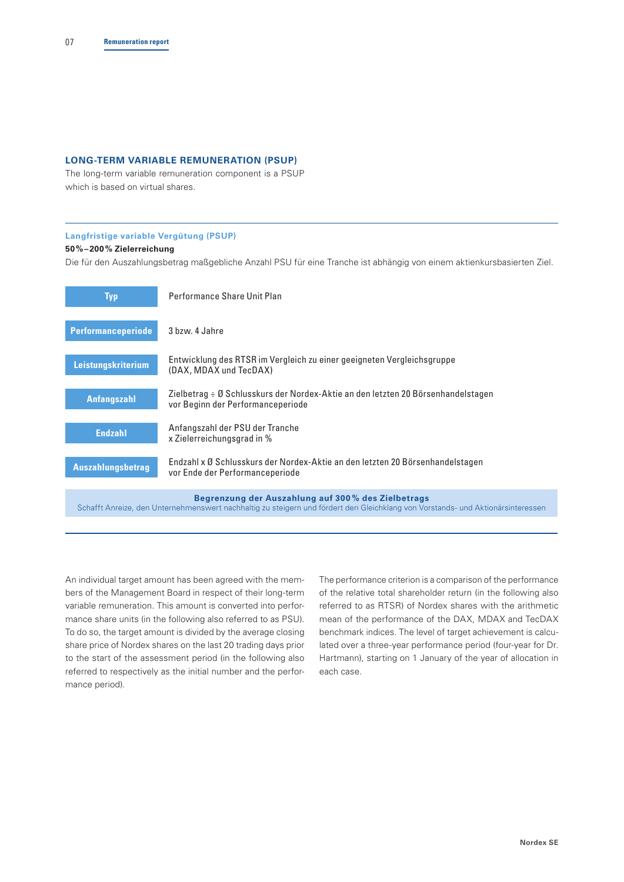## LONG-TERM VARIABLE REMUNERATION (PSUP)

The long-term variable remuneration component is a PSUP which is based on virtual shares.

**Langfristige variable Vergütung (PSUP)**

**50 % – 200 % Zielerreichung**

Die für den Auszahlungsbetrag maßgebliche Anzahl PSU für eine Tranche ist abhängig von einem aktienkursbasierten Ziel.

| | |
|---|---|
| **Typ** | Performance Share Unit Plan |
| **Performanceperiode** | 3 bzw. 4 Jahre |
| **Leistungskriterium** | Entwicklung des RTSR im Vergleich zu einer geeigneten Vergleichsgruppe (DAX, MDAX und TecDAX) |
| **Anfangszahl** | Zielbetrag ÷ Ø Schlusskurs der Nordex-Aktie an den letzten 20 Börsenhandelstagen vor Beginn der Performanceperiode |
| **Endzahl** | Anfangszahl der PSU der Tranche x Zielerreichungsgrad in % |
| **Auszahlungsbetrag** | Endzahl x Ø Schlusskurs der Nordex-Aktie an den letzten 20 Börsenhandelstagen vor Ende der Performanceperiode |

**Begrenzung der Auszahlung auf 300 % des Zielbetrags**

Schafft Anreize, den Unternehmenswert nachhaltig zu steigern und fördert den Gleichklang von Vorstands- und Aktionärsinteressen

An individual target amount has been agreed with the members of the Management Board in respect of their long-term variable remuneration. This amount is converted into performance share units (in the following also referred to as PSU). To do so, the target amount is divided by the average closing share price of Nordex shares on the last 20 trading days prior to the start of the assessment period (in the following also referred to respectively as the initial number and the performance period).

The performance criterion is a comparison of the performance of the relative total shareholder return (in the following also referred to as RTSR) of Nordex shares with the arithmetic mean of the performance of the DAX, MDAX and TecDAX benchmark indices. The level of target achievement is calculated over a three-year performance period (four-year for Dr. Hartmann), starting on 1 January of the year of allocation in each case.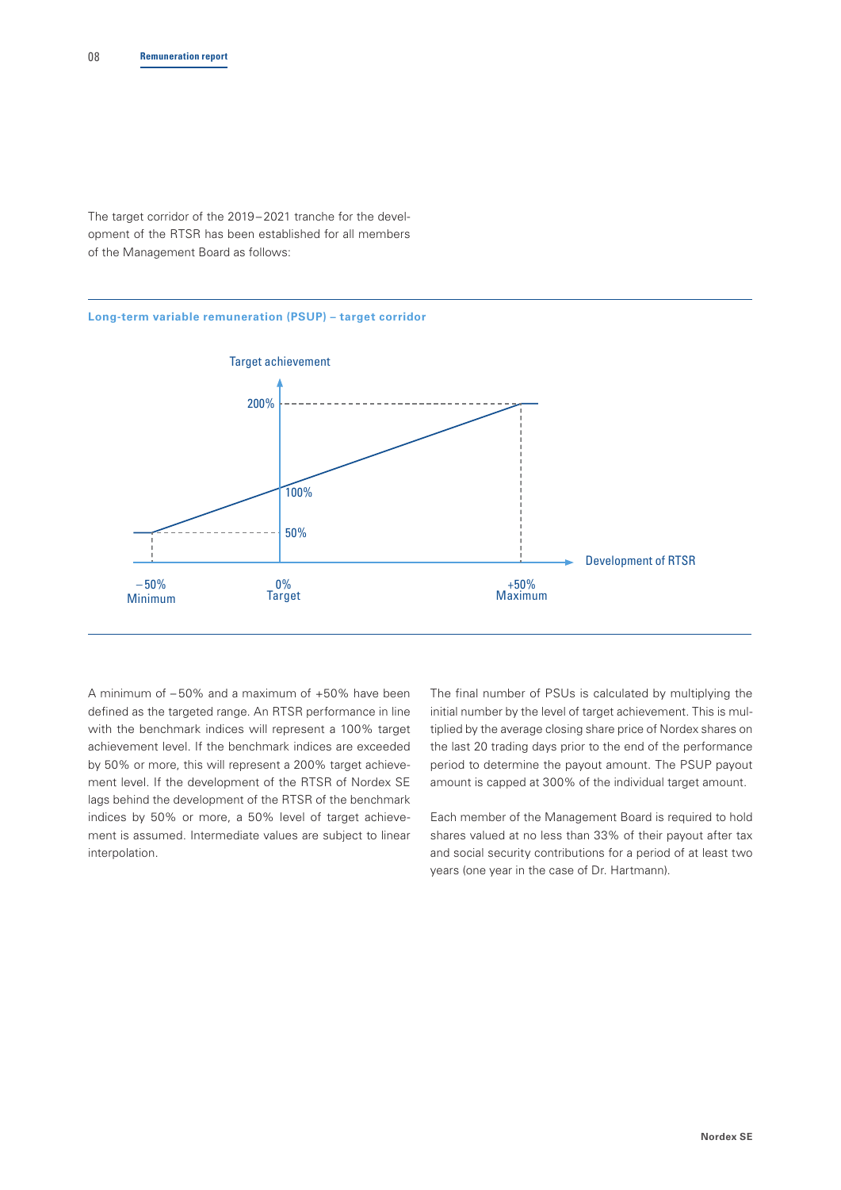The target corridor of the 2019–2021 tranche for the development of the RTSR has been established for all members of the Management Board as follows:

**Long-term variable remuneration (PSUP) – target corridor**

Target achievement

200%

100%

50%

Development of RTSR

–50% Minimum

0% Target

+50% Maximum

A minimum of –50% and a maximum of +50% have been defined as the targeted range. An RTSR performance in line with the benchmark indices will represent a 100% target achievement level. If the benchmark indices are exceeded by 50% or more, this will represent a 200% target achievement level. If the development of the RTSR of Nordex SE lags behind the development of the RTSR of the benchmark indices by 50% or more, a 50% level of target achievement is assumed. Intermediate values are subject to linear interpolation.

The final number of PSUs is calculated by multiplying the initial number by the level of target achievement. This is multiplied by the average closing share price of Nordex shares on the last 20 trading days prior to the end of the performance period to determine the payout amount. The PSUP payout amount is capped at 300% of the individual target amount.

Each member of the Management Board is required to hold shares valued at no less than 33% of their payout after tax and social security contributions for a period of at least two years (one year in the case of Dr. Hartmann).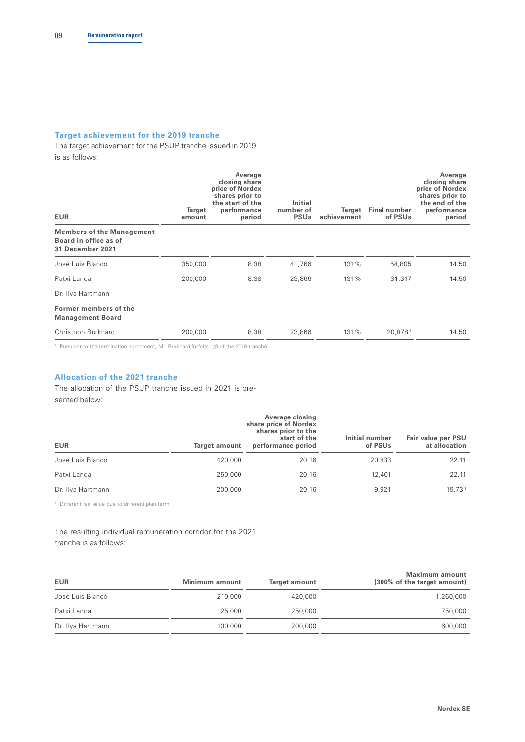### Target achievement for the 2019 tranche

The target achievement for the PSUP tranche issued in 2019 is as follows:

| EUR | Target amount | Average closing share price of Nordex shares prior to the start of the performance period | Initial number of PSUs | Target achievement | Final number of PSUs | Average closing share price of Nordex shares prior to the end of the performance period |
|---|---|---|---|---|---|---|
| **Members of the Management Board in office as of 31 December 2021** | | | | | | |
| José Luis Blanco | 350,000 | 8.38 | 41,766 | 131% | 54,805 | 14.50 |
| Patxi Landa | 200,000 | 8.38 | 23,866 | 131% | 31,317 | 14.50 |
| Dr. Ilya Hartmann | – | – | – | – | – | – |
| **Former members of the Management Board** | | | | | | |
| Christoph Burkhard | 200,000 | 8.38 | 23,866 | 131% | 20,878 [1] | 14.50 |

[1] Pursuant to the termination agreement, Mr. Burkhard forfeits 1/3 of the 2019 tranche

### Allocation of the 2021 tranche

The allocation of the PSUP tranche issued in 2021 is presented below:

| EUR | Target amount | Average closing share price of Nordex shares prior to the start of the performance period | Initial number of PSUs | Fair value per PSU at allocation |
|---|---|---|---|---|
| José Luis Blanco | 420,000 | 20.16 | 20,833 | 22.11 |
| Patxi Landa | 250,000 | 20.16 | 12,401 | 22.11 |
| Dr. Ilya Hartmann | 200,000 | 20.16 | 9,921 | 19.73 [1] |

[1] Different fair value due to different plan term

The resulting individual remuneration corridor for the 2021 tranche is as follows:

| EUR | Minimum amount | Target amount | Maximum amount (300% of the target amount) |
|---|---|---|---|
| José Luis Blanco | 210,000 | 420,000 | 1,260,000 |
| Patxi Landa | 125,000 | 250,000 | 750,000 |
| Dr. Ilya Hartmann | 100,000 | 200,000 | 600,000 |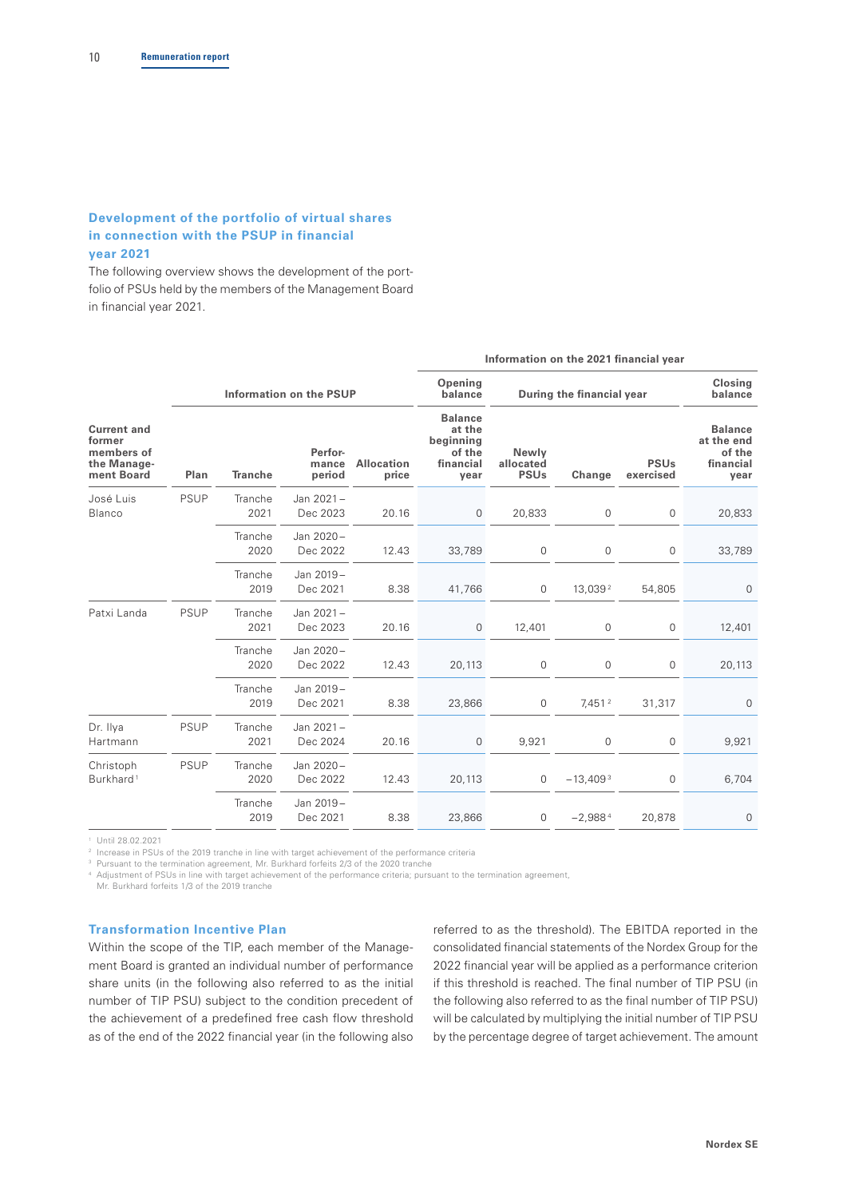### Development of the portfolio of virtual shares in connection with the PSUP in financial year 2021

The following overview shows the development of the portfolio of PSUs held by the members of the Management Board in financial year 2021.

| | Information on the PSUP | | | | Information on the 2021 financial year | | | | |
|---|---|---|---|---|---|---|---|---|---|
| | | | | | Opening balance | During the financial year | | | Closing balance |
| Current and former members of the Management Board | Plan | Tranche | Performance period | Allocation price | Balance at the beginning of the financial year | Newly allocated PSUs | Change | PSUs exercised | Balance at the end of the financial year |
| José Luis Blanco | PSUP | Tranche 2021 | Jan 2021 – Dec 2023 | 20.16 | 0 | 20,833 | 0 | 0 | 20,833 |
| | | Tranche 2020 | Jan 2020 – Dec 2022 | 12.43 | 33,789 | 0 | 0 | 0 | 33,789 |
| | | Tranche 2019 | Jan 2019 – Dec 2021 | 8.38 | 41,766 | 0 | 13,039 [2] | 54,805 | 0 |
| Patxi Landa | PSUP | Tranche 2021 | Jan 2021 – Dec 2023 | 20.16 | 0 | 12,401 | 0 | 0 | 12,401 |
| | | Tranche 2020 | Jan 2020 – Dec 2022 | 12.43 | 20,113 | 0 | 0 | 0 | 20,113 |
| | | Tranche 2019 | Jan 2019 – Dec 2021 | 8.38 | 23,866 | 0 | 7,451 [2] | 31,317 | 0 |
| Dr. Ilya Hartmann | PSUP | Tranche 2021 | Jan 2021 – Dec 2024 | 20.16 | 0 | 9,921 | 0 | 0 | 9,921 |
| Christoph Burkhard [1] | PSUP | Tranche 2020 | Jan 2020 – Dec 2022 | 12.43 | 20,113 | 0 | –13,409 [3] | 0 | 6,704 |
| | | Tranche 2019 | Jan 2019 – Dec 2021 | 8.38 | 23,866 | 0 | –2,988 [4] | 20,878 | 0 |

[1] Until 28.02.2021
[2] Increase in PSUs of the 2019 tranche in line with target achievement of the performance criteria
[3] Pursuant to the termination agreement, Mr. Burkhard forfeits 2/3 of the 2020 tranche
[4] Adjustment of PSUs in line with target achievement of the performance criteria; pursuant to the termination agreement, Mr. Burkhard forfeits 1/3 of the 2019 tranche

### Transformation Incentive Plan

Within the scope of the TIP, each member of the Management Board is granted an individual number of performance share units (in the following also referred to as the initial number of TIP PSU) subject to the condition precedent of the achievement of a predefined free cash flow threshold as of the end of the 2022 financial year (in the following also referred to as the threshold). The EBITDA reported in the consolidated financial statements of the Nordex Group for the 2022 financial year will be applied as a performance criterion if this threshold is reached. The final number of TIP PSU (in the following also referred to as the final number of TIP PSU) will be calculated by multiplying the initial number of TIP PSU by the percentage degree of target achievement. The amount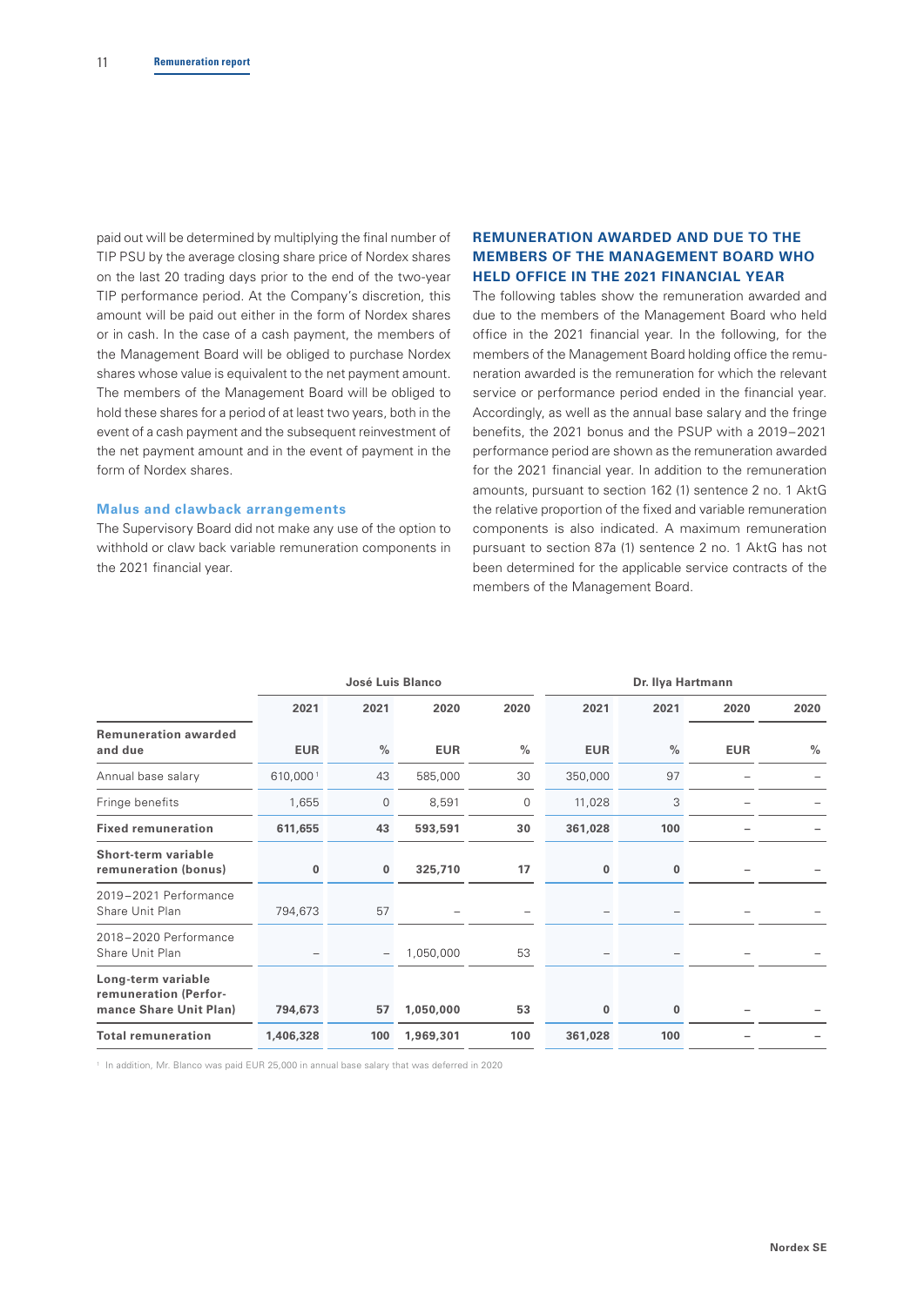paid out will be determined by multiplying the final number of TIP PSU by the average closing share price of Nordex shares on the last 20 trading days prior to the end of the two-year TIP performance period. At the Company's discretion, this amount will be paid out either in the form of Nordex shares or in cash. In the case of a cash payment, the members of the Management Board will be obliged to purchase Nordex shares whose value is equivalent to the net payment amount. The members of the Management Board will be obliged to hold these shares for a period of at least two years, both in the event of a cash payment and the subsequent reinvestment of the net payment amount and in the event of payment in the form of Nordex shares.

### Malus and clawback arrangements

The Supervisory Board did not make any use of the option to withhold or claw back variable remuneration components in the 2021 financial year.

## REMUNERATION AWARDED AND DUE TO THE MEMBERS OF THE MANAGEMENT BOARD WHO HELD OFFICE IN THE 2021 FINANCIAL YEAR

The following tables show the remuneration awarded and due to the members of the Management Board who held office in the 2021 financial year. In the following, for the members of the Management Board holding office the remuneration awarded is the remuneration for which the relevant service or performance period ended in the financial year. Accordingly, as well as the annual base salary and the fringe benefits, the 2021 bonus and the PSUP with a 2019–2021 performance period are shown as the remuneration awarded for the 2021 financial year. In addition to the remuneration amounts, pursuant to section 162 (1) sentence 2 no. 1 AktG the relative proportion of the fixed and variable remuneration components is also indicated. A maximum remuneration pursuant to section 87a (1) sentence 2 no. 1 AktG has not been determined for the applicable service contracts of the members of the Management Board.

| | José Luis Blanco | | | | Dr. Ilya Hartmann | | | |
|---|---|---|---|---|---|---|---|---|
| | 2021 | 2021 | 2020 | 2020 | 2021 | 2021 | 2020 | 2020 |
| **Remuneration awarded and due** | **EUR** | **%** | **EUR** | **%** | **EUR** | **%** | **EUR** | **%** |
| Annual base salary | 610,000 [1] | 43 | 585,000 | 30 | 350,000 | 97 | – | – |
| Fringe benefits | 1,655 | 0 | 8,591 | 0 | 11,028 | 3 | – | – |
| **Fixed remuneration** | **611,655** | **43** | **593,591** | **30** | **361,028** | **100** | **–** | **–** |
| **Short-term variable remuneration (bonus)** | **0** | **0** | **325,710** | **17** | **0** | **0** | **–** | **–** |
| 2019–2021 Performance Share Unit Plan | 794,673 | 57 | – | – | – | – | – | – |
| 2018–2020 Performance Share Unit Plan | – | – | 1,050,000 | 53 | – | – | – | – |
| **Long-term variable remuneration (Performance Share Unit Plan)** | **794,673** | **57** | **1,050,000** | **53** | **0** | **0** | **–** | **–** |
| **Total remuneration** | **1,406,328** | **100** | **1,969,301** | **100** | **361,028** | **100** | **–** | **–** |

[1] In addition, Mr. Blanco was paid EUR 25,000 in annual base salary that was deferred in 2020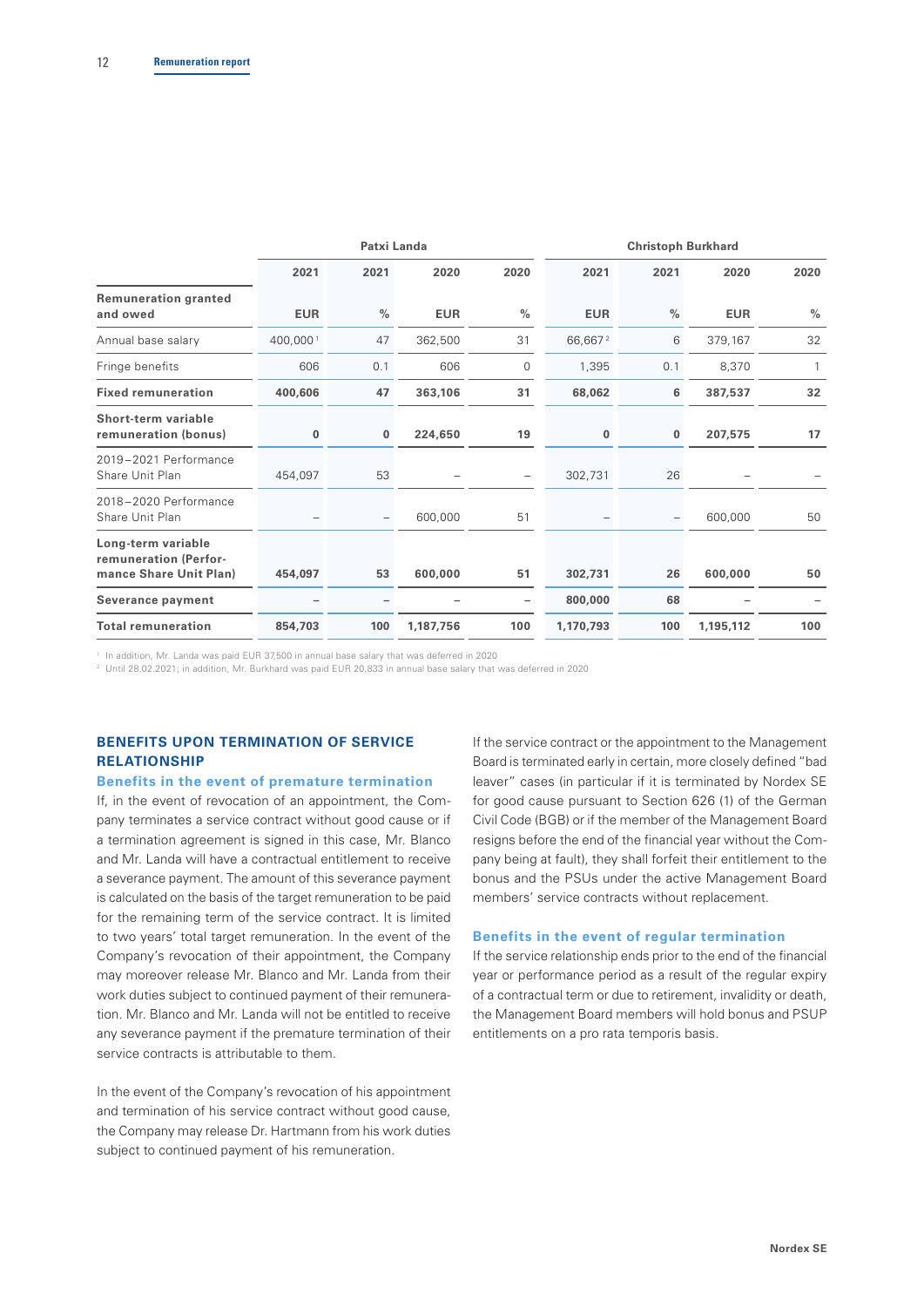| | Patxi Landa | | | | Christoph Burkhard | | | |
|---|---|---|---|---|---|---|---|---|
| | 2021 | 2021 | 2020 | 2020 | 2021 | 2021 | 2020 | 2020 |
| **Remuneration granted and owed** | **EUR** | **%** | **EUR** | **%** | **EUR** | **%** | **EUR** | **%** |
| Annual base salary | 400,000[1] | 47 | 362,500 | 31 | 66,667[2] | 6 | 379,167 | 32 |
| Fringe benefits | 606 | 0.1 | 606 | 0 | 1,395 | 0.1 | 8,370 | 1 |
| **Fixed remuneration** | **400,606** | **47** | **363,106** | **31** | **68,062** | **6** | **387,537** | **32** |
| **Short-term variable remuneration (bonus)** | **0** | **0** | **224,650** | **19** | **0** | **0** | **207,575** | **17** |
| 2019–2021 Performance Share Unit Plan | 454,097 | 53 | – | – | 302,731 | 26 | – | – |
| 2018–2020 Performance Share Unit Plan | – | – | 600,000 | 51 | – | – | 600,000 | 50 |
| **Long-term variable remuneration (Performance Share Unit Plan)** | **454,097** | **53** | **600,000** | **51** | **302,731** | **26** | **600,000** | **50** |
| **Severance payment** | – | – | – | – | **800,000** | **68** | – | – |
| **Total remuneration** | **854,703** | **100** | **1,187,756** | **100** | **1,170,793** | **100** | **1,195,112** | **100** |

[1] In addition, Mr. Landa was paid EUR 37,500 in annual base salary that was deferred in 2020
[2] Until 28.02.2021; in addition, Mr. Burkhard was paid EUR 20,833 in annual base salary that was deferred in 2020

## BENEFITS UPON TERMINATION OF SERVICE RELATIONSHIP

### Benefits in the event of premature termination

If, in the event of revocation of an appointment, the Company terminates a service contract without good cause or if a termination agreement is signed in this case, Mr. Blanco and Mr. Landa will have a contractual entitlement to receive a severance payment. The amount of this severance payment is calculated on the basis of the target remuneration to be paid for the remaining term of the service contract. It is limited to two years' total target remuneration. In the event of the Company's revocation of their appointment, the Company may moreover release Mr. Blanco and Mr. Landa from their work duties subject to continued payment of their remuneration. Mr. Blanco and Mr. Landa will not be entitled to receive any severance payment if the premature termination of their service contracts is attributable to them.

In the event of the Company's revocation of his appointment and termination of his service contract without good cause, the Company may release Dr. Hartmann from his work duties subject to continued payment of his remuneration.

If the service contract or the appointment to the Management Board is terminated early in certain, more closely defined "bad leaver" cases (in particular if it is terminated by Nordex SE for good cause pursuant to Section 626 (1) of the German Civil Code (BGB) or if the member of the Management Board resigns before the end of the financial year without the Company being at fault), they shall forfeit their entitlement to the bonus and the PSUs under the active Management Board members' service contracts without replacement.

### Benefits in the event of regular termination

If the service relationship ends prior to the end of the financial year or performance period as a result of the regular expiry of a contractual term or due to retirement, invalidity or death, the Management Board members will hold bonus and PSUP entitlements on a pro rata temporis basis.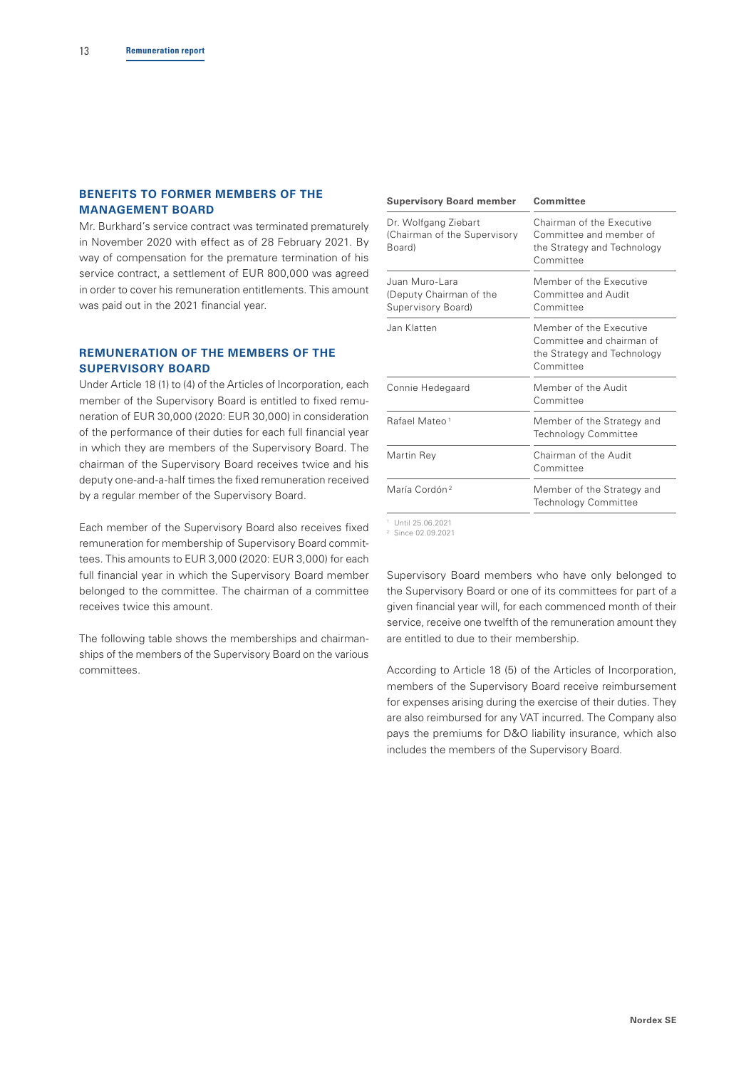## BENEFITS TO FORMER MEMBERS OF THE MANAGEMENT BOARD

Mr. Burkhard's service contract was terminated prematurely in November 2020 with effect as of 28 February 2021. By way of compensation for the premature termination of his service contract, a settlement of EUR 800,000 was agreed in order to cover his remuneration entitlements. This amount was paid out in the 2021 financial year.

## REMUNERATION OF THE MEMBERS OF THE SUPERVISORY BOARD

Under Article 18 (1) to (4) of the Articles of Incorporation, each member of the Supervisory Board is entitled to fixed remuneration of EUR 30,000 (2020: EUR 30,000) in consideration of the performance of their duties for each full financial year in which they are members of the Supervisory Board. The chairman of the Supervisory Board receives twice and his deputy one-and-a-half times the fixed remuneration received by a regular member of the Supervisory Board.

Each member of the Supervisory Board also receives fixed remuneration for membership of Supervisory Board committees. This amounts to EUR 3,000 (2020: EUR 3,000) for each full financial year in which the Supervisory Board member belonged to the committee. The chairman of a committee receives twice this amount.

The following table shows the memberships and chairmanships of the members of the Supervisory Board on the various committees.

| Supervisory Board member | Committee |
|---|---|
| Dr. Wolfgang Ziebart (Chairman of the Supervisory Board) | Chairman of the Executive Committee and member of the Strategy and Technology Committee |
| Juan Muro-Lara (Deputy Chairman of the Supervisory Board) | Member of the Executive Committee and Audit Committee |
| Jan Klatten | Member of the Executive Committee and chairman of the Strategy and Technology Committee |
| Connie Hedegaard | Member of the Audit Committee |
| Rafael Mateo [1] | Member of the Strategy and Technology Committee |
| Martin Rey | Chairman of the Audit Committee |
| María Cordón [2] | Member of the Strategy and Technology Committee |

[1] Until 25.06.2021
[2] Since 02.09.2021

Supervisory Board members who have only belonged to the Supervisory Board or one of its committees for part of a given financial year will, for each commenced month of their service, receive one twelfth of the remuneration amount they are entitled to due to their membership.

According to Article 18 (5) of the Articles of Incorporation, members of the Supervisory Board receive reimbursement for expenses arising during the exercise of their duties. They are also reimbursed for any VAT incurred. The Company also pays the premiums for D&O liability insurance, which also includes the members of the Supervisory Board.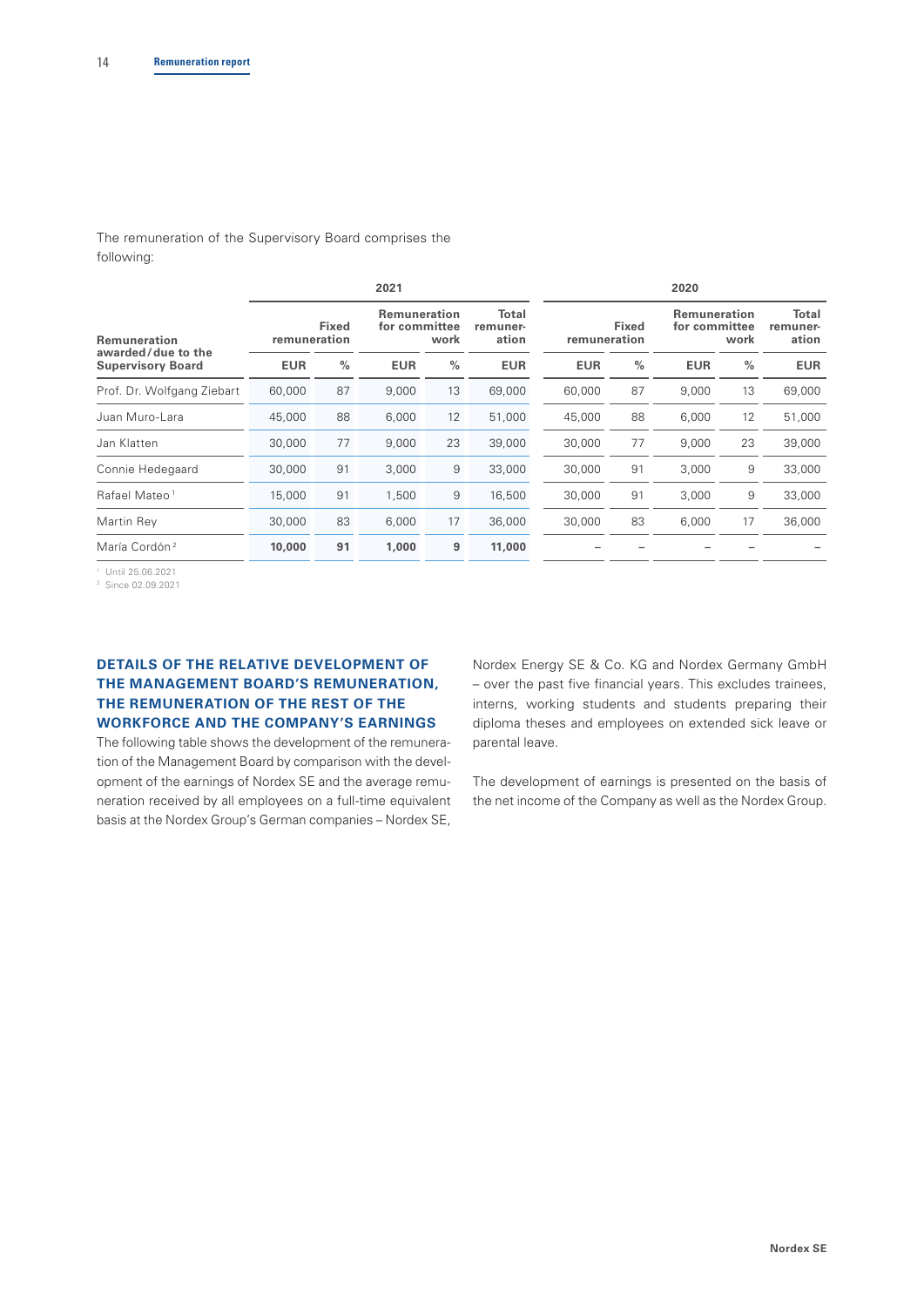The remuneration of the Supervisory Board comprises the following:

| Remuneration awarded / due to the Supervisory Board | 2021 | | | | | 2020 | | | | |
|---|---|---|---|---|---|---|---|---|---|---|
| | Fixed remuneration | | Remuneration for committee work | | Total remuneration | Fixed remuneration | | Remuneration for committee work | | Total remuneration |
| | EUR | % | EUR | % | EUR | EUR | % | EUR | % | EUR |
| Prof. Dr. Wolfgang Ziebart | 60,000 | 87 | 9,000 | 13 | 69,000 | 60,000 | 87 | 9,000 | 13 | 69,000 |
| Juan Muro-Lara | 45,000 | 88 | 6,000 | 12 | 51,000 | 45,000 | 88 | 6,000 | 12 | 51,000 |
| Jan Klatten | 30,000 | 77 | 9,000 | 23 | 39,000 | 30,000 | 77 | 9,000 | 23 | 39,000 |
| Connie Hedegaard | 30,000 | 91 | 3,000 | 9 | 33,000 | 30,000 | 91 | 3,000 | 9 | 33,000 |
| Rafael Mateo [1] | 15,000 | 91 | 1,500 | 9 | 16,500 | 30,000 | 91 | 3,000 | 9 | 33,000 |
| Martin Rey | 30,000 | 83 | 6,000 | 17 | 36,000 | 30,000 | 83 | 6,000 | 17 | 36,000 |
| María Cordón [2] | **10,000** | **91** | **1,000** | **9** | **11,000** | – | – | – | – | – |

[1] Until 25.06.2021
[2] Since 02.09.2021

## DETAILS OF THE RELATIVE DEVELOPMENT OF THE MANAGEMENT BOARD'S REMUNERATION, THE REMUNERATION OF THE REST OF THE WORKFORCE AND THE COMPANY'S EARNINGS

The following table shows the development of the remuneration of the Management Board by comparison with the development of the earnings of Nordex SE and the average remuneration received by all employees on a full-time equivalent basis at the Nordex Group's German companies – Nordex SE, Nordex Energy SE & Co. KG and Nordex Germany GmbH – over the past five financial years. This excludes trainees, interns, working students and students preparing their diploma theses and employees on extended sick leave or parental leave.

The development of earnings is presented on the basis of the net income of the Company as well as the Nordex Group.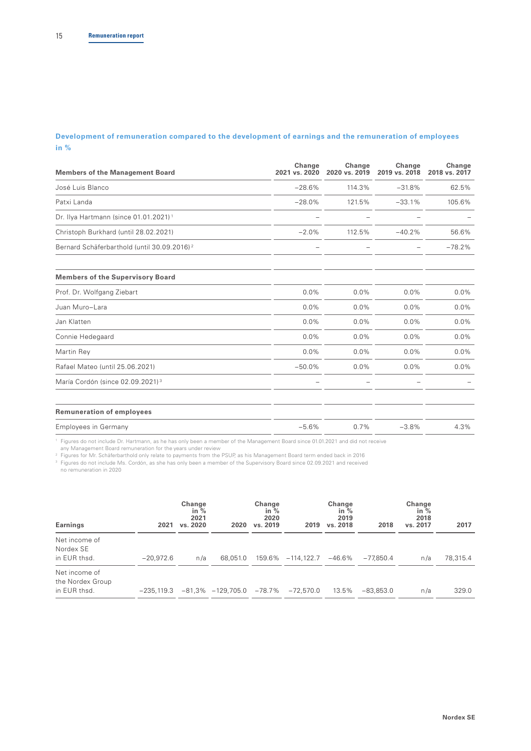## Development of remuneration compared to the development of earnings and the remuneration of employees in %

| Members of the Management Board | Change 2021 vs. 2020 | Change 2020 vs. 2019 | Change 2019 vs. 2018 | Change 2018 vs. 2017 |
|---|---|---|---|---|
| José Luis Blanco | −28.6% | 114.3% | −31.8% | 62.5% |
| Patxi Landa | −28.0% | 121.5% | −33.1% | 105.6% |
| Dr. Ilya Hartmann (since 01.01.2021)[1] | – | – | – | – |
| Christoph Burkhard (until 28.02.2021) | −2.0% | 112.5% | −40.2% | 56.6% |
| Bernard Schäferbarthold (until 30.09.2016)[2] | – | – | – | −78.2% |
| **Members of the Supervisory Board** | | | | |
| Prof. Dr. Wolfgang Ziebart | 0.0% | 0.0% | 0.0% | 0.0% |
| Juan Muro–Lara | 0.0% | 0.0% | 0.0% | 0.0% |
| Jan Klatten | 0.0% | 0.0% | 0.0% | 0.0% |
| Connie Hedegaard | 0.0% | 0.0% | 0.0% | 0.0% |
| Martin Rey | 0.0% | 0.0% | 0.0% | 0.0% |
| Rafael Mateo (until 25.06.2021) | −50.0% | 0.0% | 0.0% | 0.0% |
| María Cordón (since 02.09.2021)[3] | – | – | – | – |
| **Remuneration of employees** | | | | |
| Employees in Germany | −5.6% | 0.7% | −3.8% | 4.3% |

[1] Figures do not include Dr. Hartmann, as he has only been a member of the Management Board since 01.01.2021 and did not receive any Management Board remuneration for the years under review
[2] Figures for Mr. Schäferbarthold only relate to payments from the PSUP, as his Management Board term ended back in 2016
[3] Figures do not include Ms. Cordón, as she has only been a member of the Supervisory Board since 02.09.2021 and received no remuneration in 2020

| Earnings | 2021 | Change in % 2021 vs. 2020 | 2020 | Change in % 2020 vs. 2019 | 2019 | Change in % 2019 vs. 2018 | 2018 | Change in % 2018 vs. 2017 | 2017 |
|---|---|---|---|---|---|---|---|---|---|
| Net income of Nordex SE in EUR thsd. | −20,972.6 | n/a | 68,051.0 | 159.6% | −114,122.7 | −46.6% | −77,850.4 | n/a | 78,315.4 |
| Net income of the Nordex Group in EUR thsd. | −235,119.3 | −81,3% | −129,705.0 | −78.7% | −72,570.0 | 13.5% | −83,853.0 | n/a | 329.0 |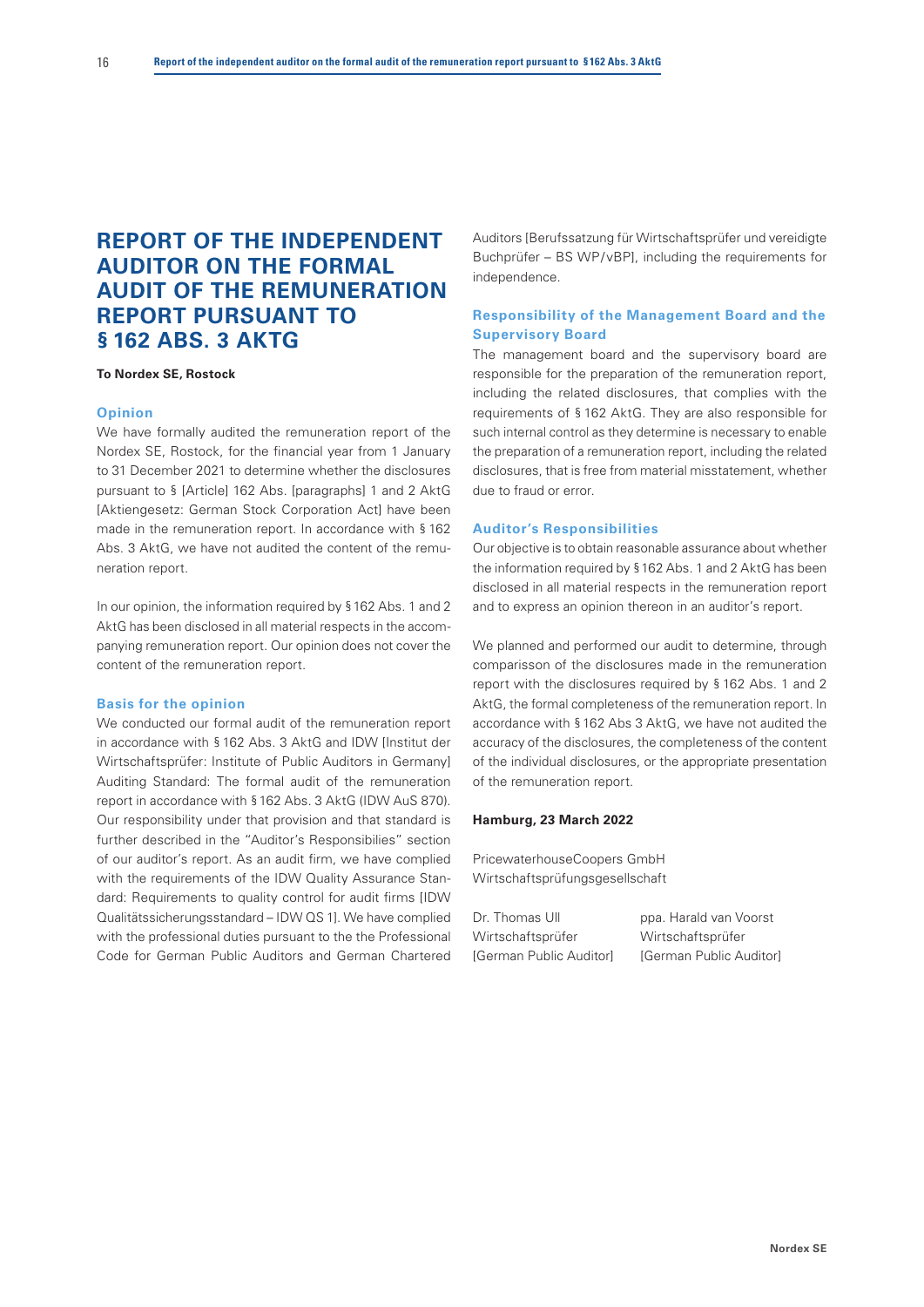# REPORT OF THE INDEPENDENT AUDITOR ON THE FORMAL AUDIT OF THE REMUNERATION REPORT PURSUANT TO § 162 ABS. 3 AKTG

**To Nordex SE, Rostock**

### Opinion

We have formally audited the remuneration report of the Nordex SE, Rostock, for the financial year from 1 January to 31 December 2021 to determine whether the disclosures pursuant to § [Article] 162 Abs. [paragraphs] 1 and 2 AktG [Aktiengesetz: German Stock Corporation Act] have been made in the remuneration report. In accordance with § 162 Abs. 3 AktG, we have not audited the content of the remuneration report.

In our opinion, the information required by § 162 Abs. 1 and 2 AktG has been disclosed in all material respects in the accompanying remuneration report. Our opinion does not cover the content of the remuneration report.

### Basis for the opinion

We conducted our formal audit of the remuneration report in accordance with § 162 Abs. 3 AktG and IDW [Institut der Wirtschaftsprüfer: Institute of Public Auditors in Germany] Auditing Standard: The formal audit of the remuneration report in accordance with § 162 Abs. 3 AktG (IDW AuS 870). Our responsibility under that provision and that standard is further described in the "Auditor's Responsibilies" section of our auditor's report. As an audit firm, we have complied with the requirements of the IDW Quality Assurance Standard: Requirements to quality control for audit firms [IDW Qualitätssicherungsstandard – IDW QS 1]. We have complied with the professional duties pursuant to the the Professional Code for German Public Auditors and German Chartered Auditors [Berufssatzung für Wirtschaftsprüfer und vereidigte Buchprüfer – BS WP/vBP], including the requirements for independence.

### Responsibility of the Management Board and the Supervisory Board

The management board and the supervisory board are responsible for the preparation of the remuneration report, including the related disclosures, that complies with the requirements of § 162 AktG. They are also responsible for such internal control as they determine is necessary to enable the preparation of a remuneration report, including the related disclosures, that is free from material misstatement, whether due to fraud or error.

### Auditor's Responsibilities

Our objective is to obtain reasonable assurance about whether the information required by § 162 Abs. 1 and 2 AktG has been disclosed in all material respects in the remuneration report and to express an opinion thereon in an auditor's report.

We planned and performed our audit to determine, through comparisson of the disclosures made in the remuneration report with the disclosures required by § 162 Abs. 1 and 2 AktG, the formal completeness of the remuneration report. In accordance with § 162 Abs 3 AktG, we have not audited the accuracy of the disclosures, the completeness of the content of the individual disclosures, or the appropriate presentation of the remuneration report.

**Hamburg, 23 March 2022**

PricewaterhouseCoopers GmbH
Wirtschaftsprüfungsgesellschaft

| | |
|---|---|
| Dr. Thomas Ull | ppa. Harald van Voorst |
| Wirtschaftsprüfer | Wirtschaftsprüfer |
| [German Public Auditor] | [German Public Auditor] |